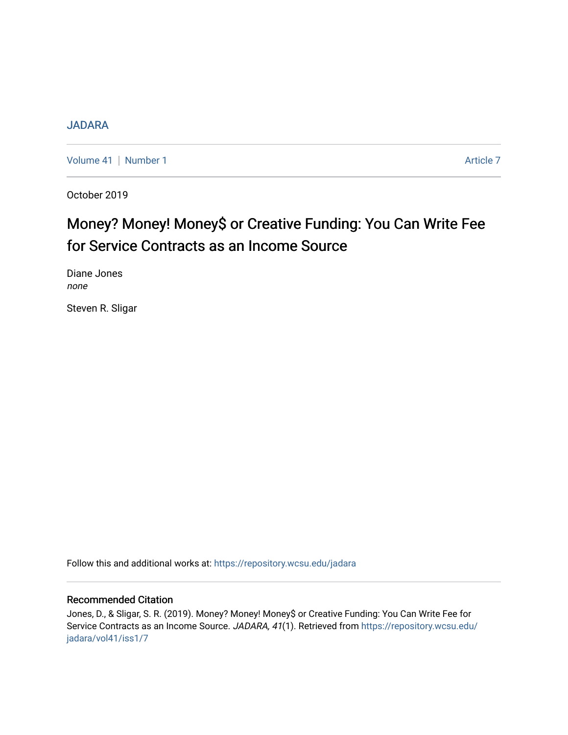JADARA

Volume 41 | Number 1 Article 7

October 2019

# Money? Money! Money$ or Creative Funding: You Can Write Fee for Service Contracts as an Income Source

Diane Jones
*none*

Steven R. Sligar

Follow this and additional works at: https://repository.wcsu.edu/jadara

## Recommended Citation

Jones, D., & Sligar, S. R. (2019). Money? Money! Money$ or Creative Funding: You Can Write Fee for Service Contracts as an Income Source. *JADARA, 41*(1). Retrieved from https://repository.wcsu.edu/jadara/vol41/iss1/7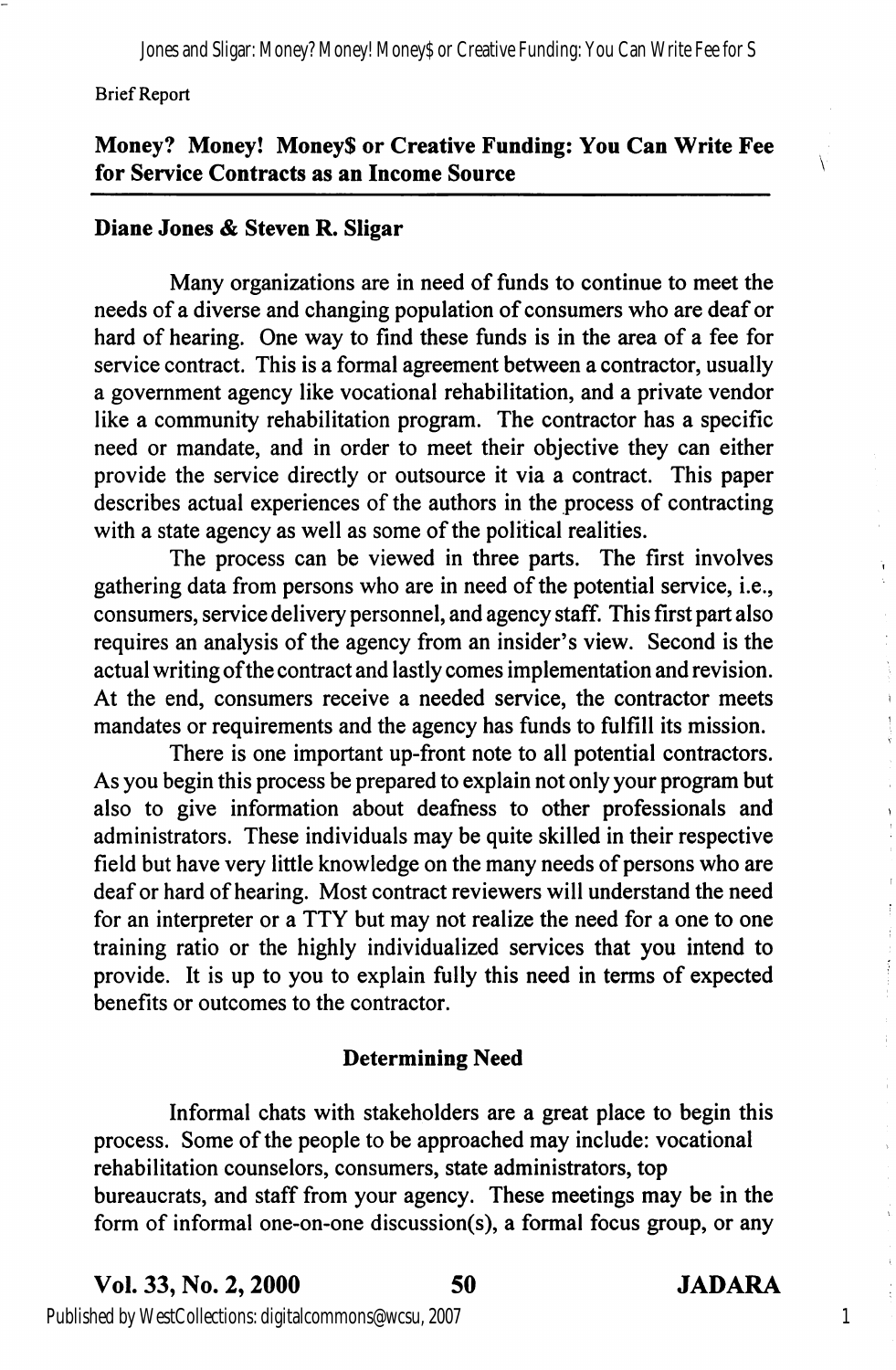Brief Report

## Money? Money! Money$ or Creative Funding: You Can Write Fee for Service Contracts as an Income Source

**Diane Jones & Steven R. Sligar**

Many organizations are in need of funds to continue to meet the needs of a diverse and changing population of consumers who are deaf or hard of hearing. One way to find these funds is in the area of a fee for service contract. This is a formal agreement between a contractor, usually a government agency like vocational rehabilitation, and a private vendor like a community rehabilitation program. The contractor has a specific need or mandate, and in order to meet their objective they can either provide the service directly or outsource it via a contract. This paper describes actual experiences of the authors in the process of contracting with a state agency as well as some of the political realities.

The process can be viewed in three parts. The first involves gathering data from persons who are in need of the potential service, i.e., consumers, service delivery personnel, and agency staff. This first part also requires an analysis of the agency from an insider's view. Second is the actual writing of the contract and lastly comes implementation and revision. At the end, consumers receive a needed service, the contractor meets mandates or requirements and the agency has funds to fulfill its mission.

There is one important up-front note to all potential contractors. As you begin this process be prepared to explain not only your program but also to give information about deafness to other professionals and administrators. These individuals may be quite skilled in their respective field but have very little knowledge on the many needs of persons who are deaf or hard of hearing. Most contract reviewers will understand the need for an interpreter or a TTY but may not realize the need for a one to one training ratio or the highly individualized services that you intend to provide. It is up to you to explain fully this need in terms of expected benefits or outcomes to the contractor.

### Determining Need

Informal chats with stakeholders are a great place to begin this process. Some of the people to be approached may include: vocational rehabilitation counselors, consumers, state administrators, top bureaucrats, and staff from your agency. These meetings may be in the form of informal one-on-one discussion(s), a formal focus group, or any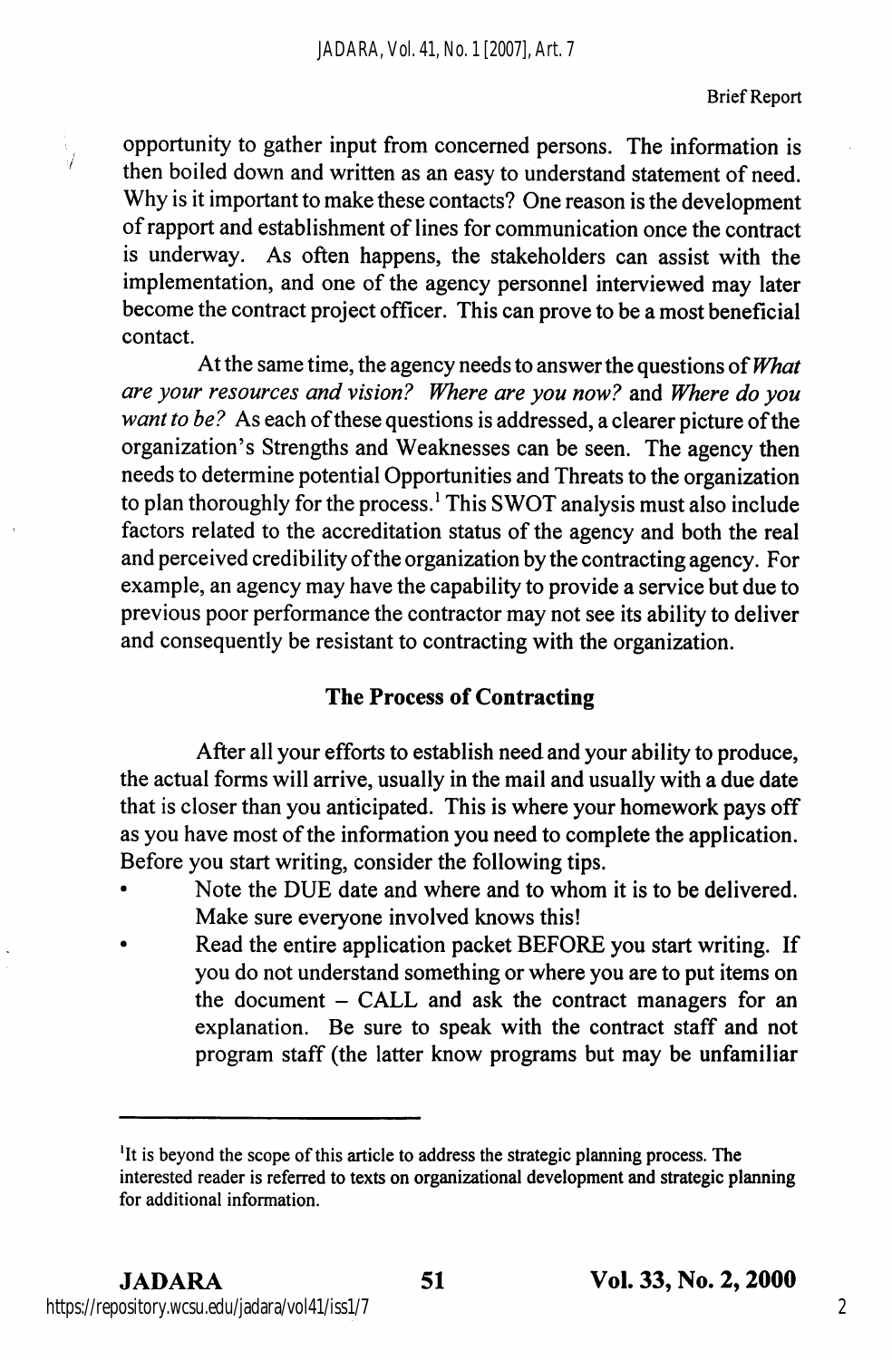opportunity to gather input from concerned persons. The information is then boiled down and written as an easy to understand statement of need. Why is it important to make these contacts? One reason is the development of rapport and establishment of lines for communication once the contract is underway. As often happens, the stakeholders can assist with the implementation, and one of the agency personnel interviewed may later become the contract project officer. This can prove to be a most beneficial contact.

At the same time, the agency needs to answer the questions of *What are your resources and vision? Where are you now?* and *Where do you want to be?* As each of these questions is addressed, a clearer picture of the organization's Strengths and Weaknesses can be seen. The agency then needs to determine potential Opportunities and Threats to the organization to plan thoroughly for the process.[1] This SWOT analysis must also include factors related to the accreditation status of the agency and both the real and perceived credibility of the organization by the contracting agency. For example, an agency may have the capability to provide a service but due to previous poor performance the contractor may not see its ability to deliver and consequently be resistant to contracting with the organization.

## The Process of Contracting

After all your efforts to establish need and your ability to produce, the actual forms will arrive, usually in the mail and usually with a due date that is closer than you anticipated. This is where your homework pays off as you have most of the information you need to complete the application. Before you start writing, consider the following tips.

- Note the DUE date and where and to whom it is to be delivered. Make sure everyone involved knows this!
- Read the entire application packet BEFORE you start writing. If you do not understand something or where you are to put items on the document – CALL and ask the contract managers for an explanation. Be sure to speak with the contract staff and not program staff (the latter know programs but may be unfamiliar

---

[1]It is beyond the scope of this article to address the strategic planning process. The interested reader is referred to texts on organizational development and strategic planning for additional information.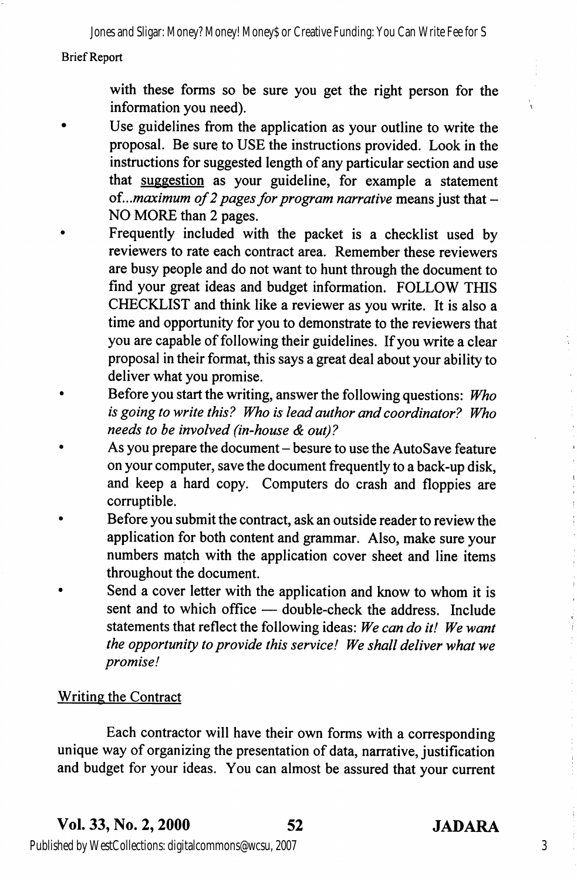with these forms so be sure you get the right person for the information you need).

- Use guidelines from the application as your outline to write the proposal. Be sure to USE the instructions provided. Look in the instructions for suggested length of any particular section and use that suggestion as your guideline, for example a statement of...*maximum of 2 pages for program narrative* means just that – NO MORE than 2 pages.
- Frequently included with the packet is a checklist used by reviewers to rate each contract area. Remember these reviewers are busy people and do not want to hunt through the document to find your great ideas and budget information. FOLLOW THIS CHECKLIST and think like a reviewer as you write. It is also a time and opportunity for you to demonstrate to the reviewers that you are capable of following their guidelines. If you write a clear proposal in their format, this says a great deal about your ability to deliver what you promise.
- Before you start the writing, answer the following questions: *Who is going to write this? Who is lead author and coordinator? Who needs to be involved (in-house & out)?*
- As you prepare the document – besure to use the AutoSave feature on your computer, save the document frequently to a back-up disk, and keep a hard copy. Computers do crash and floppies are corruptible.
- Before you submit the contract, ask an outside reader to review the application for both content and grammar. Also, make sure your numbers match with the application cover sheet and line items throughout the document.
- Send a cover letter with the application and know to whom it is sent and to which office — double-check the address. Include statements that reflect the following ideas: *We can do it! We want the opportunity to provide this service! We shall deliver what we promise!*

## Writing the Contract

Each contractor will have their own forms with a corresponding unique way of organizing the presentation of data, narrative, justification and budget for your ideas. You can almost be assured that your current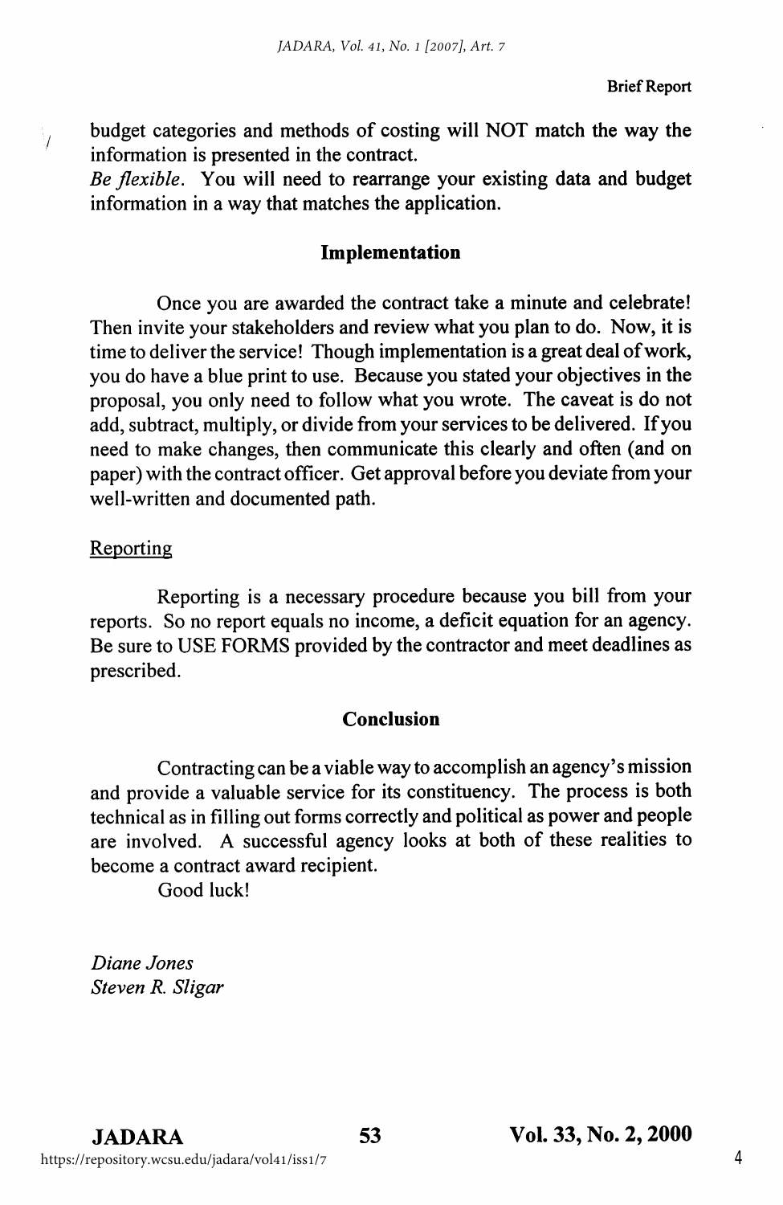budget categories and methods of costing will NOT match the way the information is presented in the contract.

*Be flexible*. You will need to rearrange your existing data and budget information in a way that matches the application.

## Implementation

Once you are awarded the contract take a minute and celebrate! Then invite your stakeholders and review what you plan to do. Now, it is time to deliver the service! Though implementation is a great deal of work, you do have a blue print to use. Because you stated your objectives in the proposal, you only need to follow what you wrote. The caveat is do not add, subtract, multiply, or divide from your services to be delivered. If you need to make changes, then communicate this clearly and often (and on paper) with the contract officer. Get approval before you deviate from your well-written and documented path.

### Reporting

Reporting is a necessary procedure because you bill from your reports. So no report equals no income, a deficit equation for an agency. Be sure to USE FORMS provided by the contractor and meet deadlines as prescribed.

## Conclusion

Contracting can be a viable way to accomplish an agency's mission and provide a valuable service for its constituency. The process is both technical as in filling out forms correctly and political as power and people are involved. A successful agency looks at both of these realities to become a contract award recipient.

Good luck!

*Diane Jones*
*Steven R. Sligar*